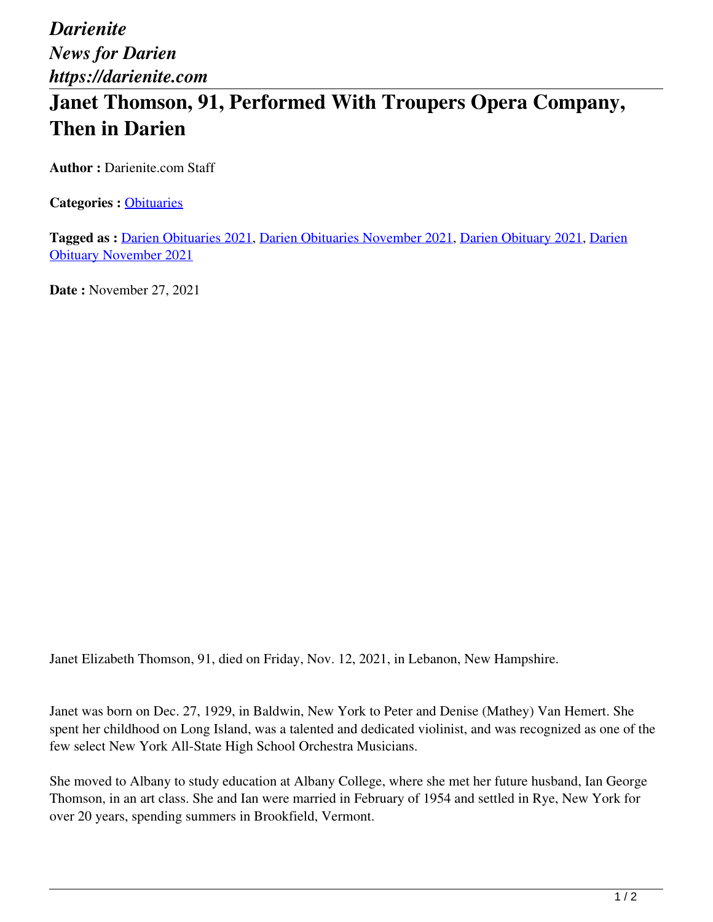*Darienite*
*News for Darien*
*https://darienite.com*

# Janet Thomson, 91, Performed With Troupers Opera Company, Then in Darien

**Author :** Darienite.com Staff

**Categories :** Obituaries

**Tagged as :** Darien Obituaries 2021, Darien Obituaries November 2021, Darien Obituary 2021, Darien Obituary November 2021

**Date :** November 27, 2021

Janet Elizabeth Thomson, 91, died on Friday, Nov. 12, 2021, in Lebanon, New Hampshire.

Janet was born on Dec. 27, 1929, in Baldwin, New York to Peter and Denise (Mathey) Van Hemert. She spent her childhood on Long Island, was a talented and dedicated violinist, and was recognized as one of the few select New York All-State High School Orchestra Musicians.

She moved to Albany to study education at Albany College, where she met her future husband, Ian George Thomson, in an art class. She and Ian were married in February of 1954 and settled in Rye, New York for over 20 years, spending summers in Brookfield, Vermont.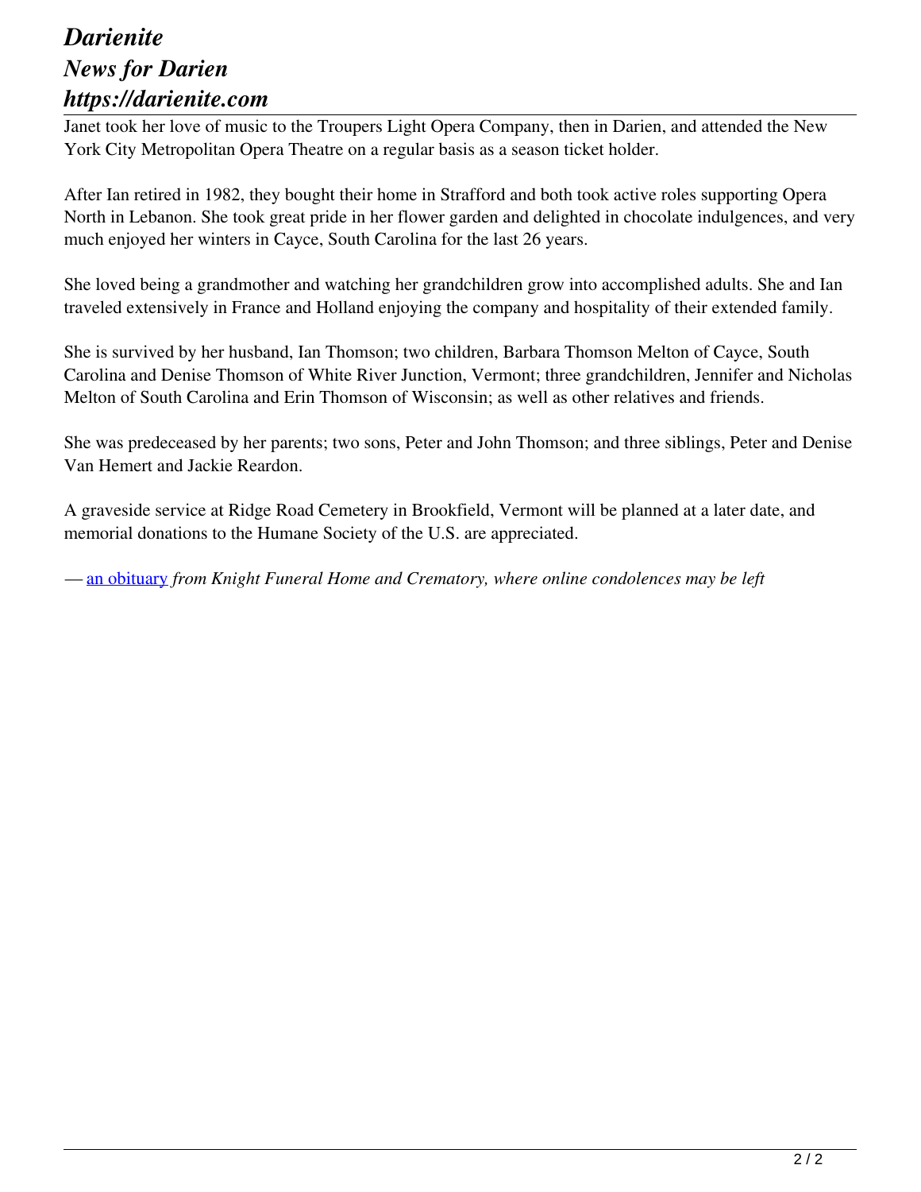Janet took her love of music to the Troupers Light Opera Company, then in Darien, and attended the New York City Metropolitan Opera Theatre on a regular basis as a season ticket holder.

After Ian retired in 1982, they bought their home in Strafford and both took active roles supporting Opera North in Lebanon. She took great pride in her flower garden and delighted in chocolate indulgences, and very much enjoyed her winters in Cayce, South Carolina for the last 26 years.

She loved being a grandmother and watching her grandchildren grow into accomplished adults. She and Ian traveled extensively in France and Holland enjoying the company and hospitality of their extended family.

She is survived by her husband, Ian Thomson; two children, Barbara Thomson Melton of Cayce, South Carolina and Denise Thomson of White River Junction, Vermont; three grandchildren, Jennifer and Nicholas Melton of South Carolina and Erin Thomson of Wisconsin; as well as other relatives and friends.

She was predeceased by her parents; two sons, Peter and John Thomson; and three siblings, Peter and Denise Van Hemert and Jackie Reardon.

A graveside service at Ridge Road Cemetery in Brookfield, Vermont will be planned at a later date, and memorial donations to the Humane Society of the U.S. are appreciated.

— an obituary *from Knight Funeral Home and Crematory, where online condolences may be left*